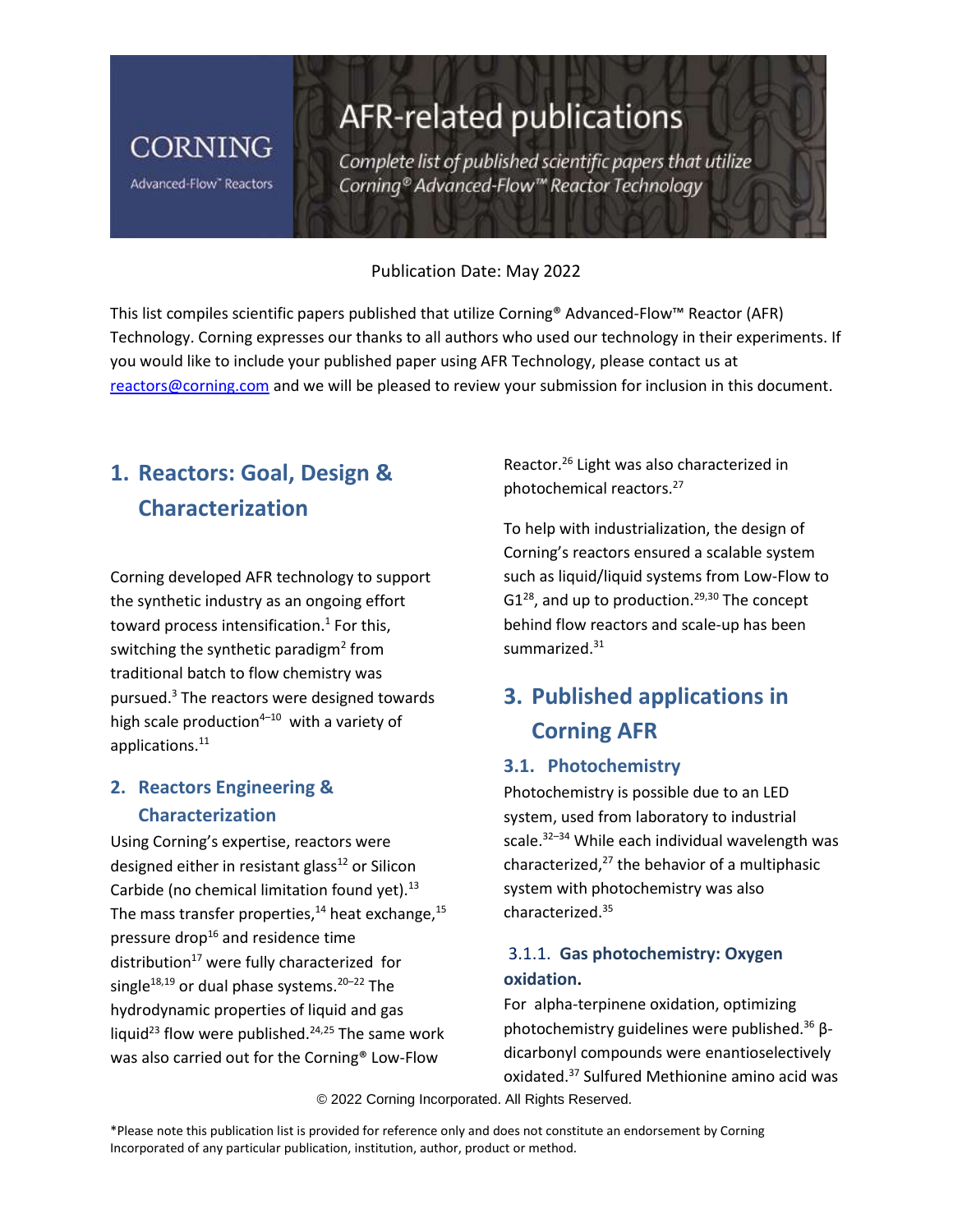# AFR-related publications

CORNING Advanced-Flow™ Reactors

*Complete list of published scientific papers that utilize Corning® Advanced-Flow™ Reactor Technology*

Publication Date: May 2022

This list compiles scientific papers published that utilize Corning® Advanced-Flow™ Reactor (AFR) Technology. Corning expresses our thanks to all authors who used our technology in their experiments. If you would like to include your published paper using AFR Technology, please contact us at reactors@corning.com and we will be pleased to review your submission for inclusion in this document.

## 1. Reactors: Goal, Design & Characterization

Corning developed AFR technology to support the synthetic industry as an ongoing effort toward process intensification.[1] For this, switching the synthetic paradigm[2] from traditional batch to flow chemistry was pursued.[3] The reactors were designed towards high scale production[4–10] with a variety of applications.[11]

## 2. Reactors Engineering & Characterization

Using Corning's expertise, reactors were designed either in resistant glass[12] or Silicon Carbide (no chemical limitation found yet).[13] The mass transfer properties,[14] heat exchange,[15] pressure drop[16] and residence time distribution[17] were fully characterized for single[18,19] or dual phase systems.[20–22] The hydrodynamic properties of liquid and gas liquid[23] flow were published.[24,25] The same work was also carried out for the Corning® Low-Flow Reactor.[26] Light was also characterized in photochemical reactors.[27]

To help with industrialization, the design of Corning's reactors ensured a scalable system such as liquid/liquid systems from Low-Flow to G1[28], and up to production.[29,30] The concept behind flow reactors and scale-up has been summarized.[31]

## 3. Published applications in Corning AFR

### 3.1. Photochemistry

Photochemistry is possible due to an LED system, used from laboratory to industrial scale.[32–34] While each individual wavelength was characterized,[27] the behavior of a multiphasic system with photochemistry was also characterized.[35]

#### 3.1.1. Gas photochemistry: Oxygen oxidation.

For alpha-terpinene oxidation, optimizing photochemistry guidelines were published.[36] β-dicarbonyl compounds were enantioselectively oxidated.[37] Sulfured Methionine amino acid was

© 2022 Corning Incorporated. All Rights Reserved.

*Please note this publication list is provided for reference only and does not constitute an endorsement by Corning Incorporated of any particular publication, institution, author, product or method.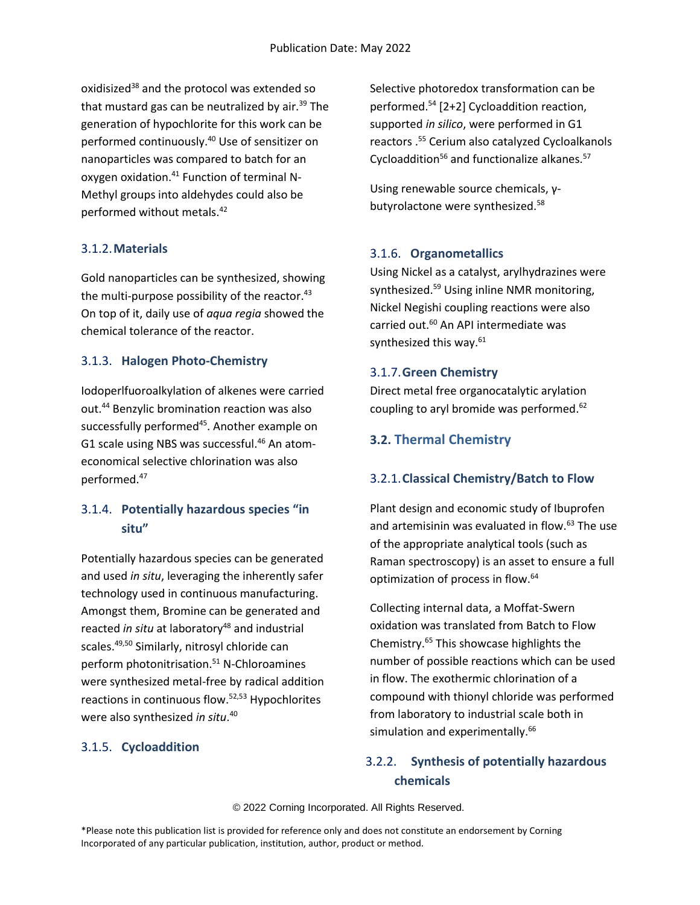oxidisized[38] and the protocol was extended so that mustard gas can be neutralized by air.[39] The generation of hypochlorite for this work can be performed continuously.[40] Use of sensitizer on nanoparticles was compared to batch for an oxygen oxidation.[41] Function of terminal N-Methyl groups into aldehydes could also be performed without metals.[42]

### 3.1.2. Materials

Gold nanoparticles can be synthesized, showing the multi-purpose possibility of the reactor.[43] On top of it, daily use of *aqua regia* showed the chemical tolerance of the reactor.

### 3.1.3. Halogen Photo-Chemistry

Iodoperlfuoroalkylation of alkenes were carried out.[44] Benzylic bromination reaction was also successfully performed[45]. Another example on G1 scale using NBS was successful.[46] An atom-economical selective chlorination was also performed.[47]

### 3.1.4. Potentially hazardous species "in situ"

Potentially hazardous species can be generated and used *in situ*, leveraging the inherently safer technology used in continuous manufacturing. Amongst them, Bromine can be generated and reacted *in situ* at laboratory[48] and industrial scales.[49,50] Similarly, nitrosyl chloride can perform photonitrisation.[51] N-Chloroamines were synthesized metal-free by radical addition reactions in continuous flow.[52,53] Hypochlorites were also synthesized *in situ*.[40]

### 3.1.5. Cycloaddition

Selective photoredox transformation can be performed.[54] [2+2] Cycloaddition reaction, supported *in silico*, were performed in G1 reactors .[55] Cerium also catalyzed Cycloalkanols Cycloaddition[56] and functionalize alkanes.[57]

Using renewable source chemicals, γ-butyrolactone were synthesized.[58]

### 3.1.6. Organometallics

Using Nickel as a catalyst, arylhydrazines were synthesized.[59] Using inline NMR monitoring, Nickel Negishi coupling reactions were also carried out.[60] An API intermediate was synthesized this way.[61]

### 3.1.7. Green Chemistry

Direct metal free organocatalytic arylation coupling to aryl bromide was performed.[62]

## 3.2. Thermal Chemistry

### 3.2.1. Classical Chemistry/Batch to Flow

Plant design and economic study of Ibuprofen and artemisinin was evaluated in flow.[63] The use of the appropriate analytical tools (such as Raman spectroscopy) is an asset to ensure a full optimization of process in flow.[64]

Collecting internal data, a Moffat-Swern oxidation was translated from Batch to Flow Chemistry.[65] This showcase highlights the number of possible reactions which can be used in flow. The exothermic chlorination of a compound with thionyl chloride was performed from laboratory to industrial scale both in simulation and experimentally.[66]

### 3.2.2. Synthesis of potentially hazardous chemicals

© 2022 Corning Incorporated. All Rights Reserved.

*Please note this publication list is provided for reference only and does not constitute an endorsement by Corning Incorporated of any particular publication, institution, author, product or method.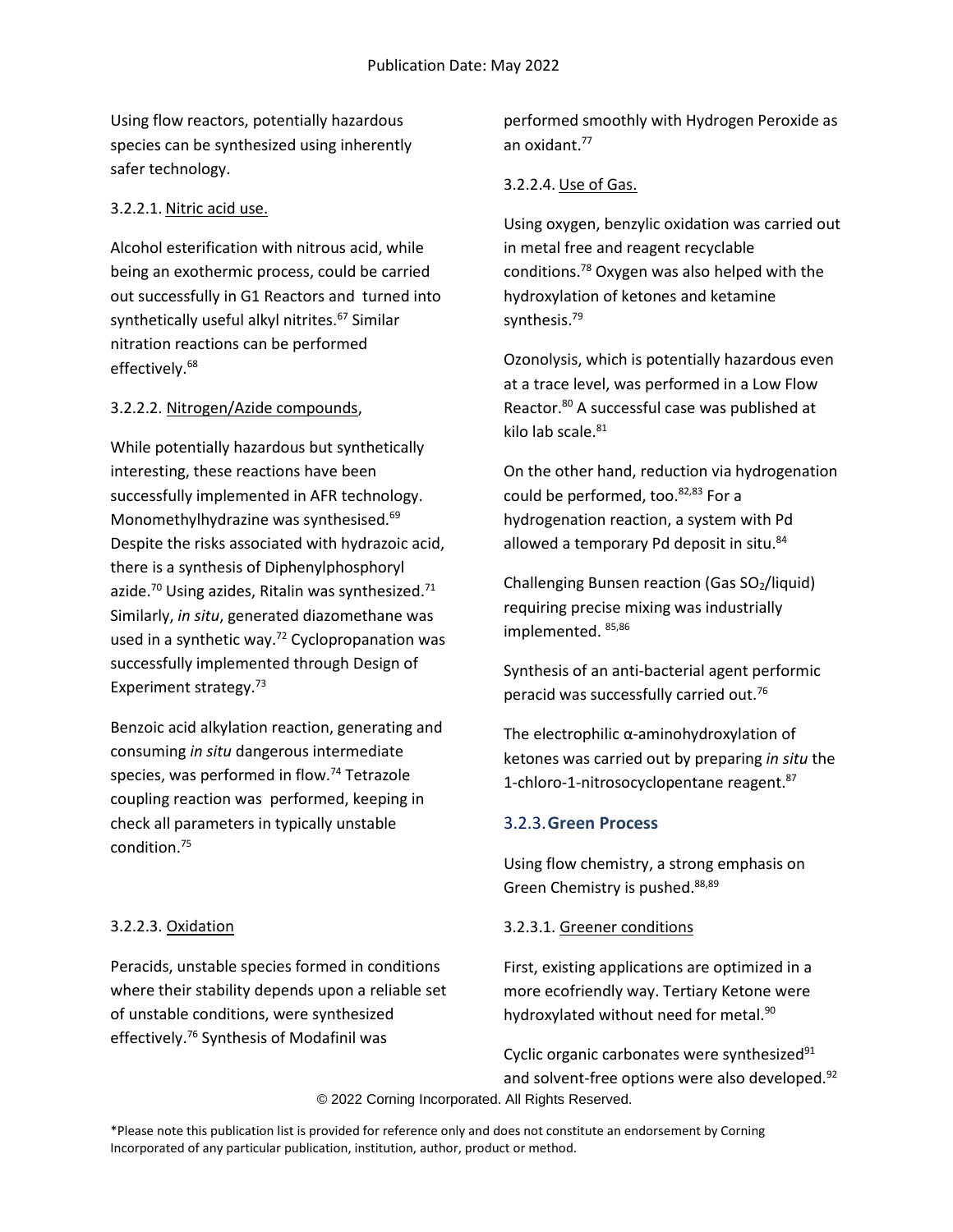Using flow reactors, potentially hazardous species can be synthesized using inherently safer technology.

3.2.2.1. Nitric acid use.

Alcohol esterification with nitrous acid, while being an exothermic process, could be carried out successfully in G1 Reactors and turned into synthetically useful alkyl nitrites.[67] Similar nitration reactions can be performed effectively.[68]

3.2.2.2. Nitrogen/Azide compounds,

While potentially hazardous but synthetically interesting, these reactions have been successfully implemented in AFR technology. Monomethylhydrazine was synthesised.[69] Despite the risks associated with hydrazoic acid, there is a synthesis of Diphenylphosphoryl azide.[70] Using azides, Ritalin was synthesized.[71] Similarly, *in situ*, generated diazomethane was used in a synthetic way.[72] Cyclopropanation was successfully implemented through Design of Experiment strategy.[73]

Benzoic acid alkylation reaction, generating and consuming *in situ* dangerous intermediate species, was performed in flow.[74] Tetrazole coupling reaction was performed, keeping in check all parameters in typically unstable condition.[75]

3.2.2.3. Oxidation

Peracids, unstable species formed in conditions where their stability depends upon a reliable set of unstable conditions, were synthesized effectively.[76] Synthesis of Modafinil was performed smoothly with Hydrogen Peroxide as an oxidant.[77]

3.2.2.4. Use of Gas.

Using oxygen, benzylic oxidation was carried out in metal free and reagent recyclable conditions.[78] Oxygen was also helped with the hydroxylation of ketones and ketamine synthesis.[79]

Ozonolysis, which is potentially hazardous even at a trace level, was performed in a Low Flow Reactor.[80] A successful case was published at kilo lab scale.[81]

On the other hand, reduction via hydrogenation could be performed, too.[82,83] For a hydrogenation reaction, a system with Pd allowed a temporary Pd deposit in situ.[84]

Challenging Bunsen reaction (Gas $SO_2$/liquid) requiring precise mixing was industrially implemented. [85,86]

Synthesis of an anti-bacterial agent performic peracid was successfully carried out.[76]

The electrophilic α-aminohydroxylation of ketones was carried out by preparing *in situ* the 1-chloro-1-nitrosocyclopentane reagent.[87]

### 3.2.3. Green Process

Using flow chemistry, a strong emphasis on Green Chemistry is pushed.[88,89]

3.2.3.1. Greener conditions

First, existing applications are optimized in a more ecofriendly way. Tertiary Ketone were hydroxylated without need for metal.[90]

Cyclic organic carbonates were synthesized[91] and solvent-free options were also developed.[92]

© 2022 Corning Incorporated. All Rights Reserved.

*Please note this publication list is provided for reference only and does not constitute an endorsement by Corning Incorporated of any particular publication, institution, author, product or method.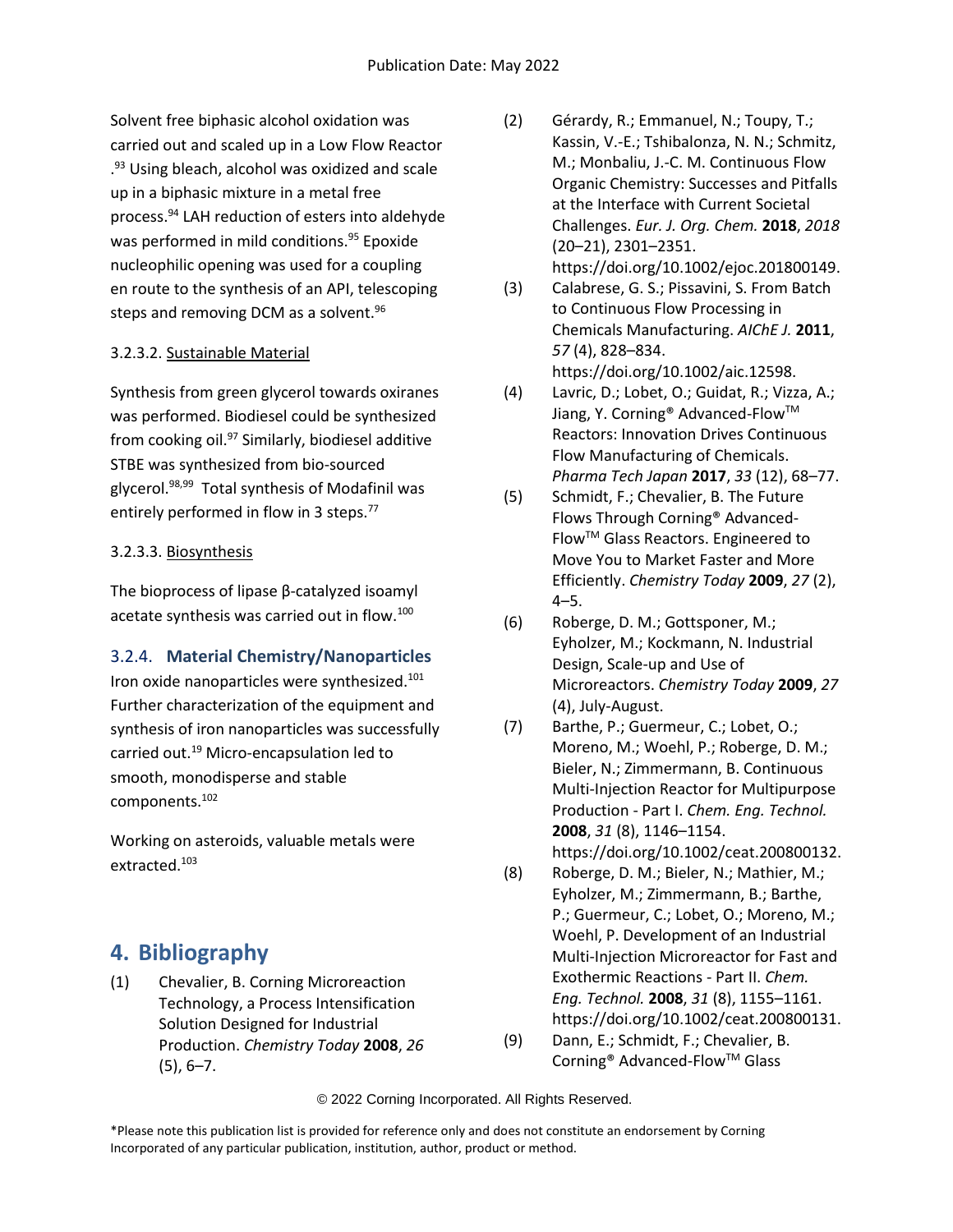Solvent free biphasic alcohol oxidation was carried out and scaled up in a Low Flow Reactor .[93] Using bleach, alcohol was oxidized and scale up in a biphasic mixture in a metal free process.[94] LAH reduction of esters into aldehyde was performed in mild conditions.[95] Epoxide nucleophilic opening was used for a coupling en route to the synthesis of an API, telescoping steps and removing DCM as a solvent.[96]

3.2.3.2. Sustainable Material

Synthesis from green glycerol towards oxiranes was performed. Biodiesel could be synthesized from cooking oil.[97] Similarly, biodiesel additive STBE was synthesized from bio-sourced glycerol.[98,99] Total synthesis of Modafinil was entirely performed in flow in 3 steps.[77]

3.2.3.3. Biosynthesis

The bioprocess of lipase β-catalyzed isoamyl acetate synthesis was carried out in flow.[100]

### 3.2.4. Material Chemistry/Nanoparticles

Iron oxide nanoparticles were synthesized.[101] Further characterization of the equipment and synthesis of iron nanoparticles was successfully carried out.[19] Micro-encapsulation led to smooth, monodisperse and stable components.[102]

Working on asteroids, valuable metals were extracted.[103]

## 4. Bibliography

(1) Chevalier, B. Corning Microreaction Technology, a Process Intensification Solution Designed for Industrial Production. *Chemistry Today* **2008**, *26* (5), 6–7.

(2) Gérardy, R.; Emmanuel, N.; Toupy, T.; Kassin, V.-E.; Tshibalonza, N. N.; Schmitz, M.; Monbaliu, J.-C. M. Continuous Flow Organic Chemistry: Successes and Pitfalls at the Interface with Current Societal Challenges. *Eur. J. Org. Chem.* **2018**, *2018* (20–21), 2301–2351. https://doi.org/10.1002/ejoc.201800149.

(3) Calabrese, G. S.; Pissavini, S. From Batch to Continuous Flow Processing in Chemicals Manufacturing. *AIChE J.* **2011**, *57* (4), 828–834. https://doi.org/10.1002/aic.12598.

(4) Lavric, D.; Lobet, O.; Guidat, R.; Vizza, A.; Jiang, Y. Corning® Advanced-Flow™ Reactors: Innovation Drives Continuous Flow Manufacturing of Chemicals. *Pharma Tech Japan* **2017**, *33* (12), 68–77.

(5) Schmidt, F.; Chevalier, B. The Future Flows Through Corning® Advanced-Flow™ Glass Reactors. Engineered to Move You to Market Faster and More Efficiently. *Chemistry Today* **2009**, *27* (2), 4–5.

(6) Roberge, D. M.; Gottsponer, M.; Eyholzer, M.; Kockmann, N. Industrial Design, Scale-up and Use of Microreactors. *Chemistry Today* **2009**, *27* (4), July-August.

(7) Barthe, P.; Guermeur, C.; Lobet, O.; Moreno, M.; Woehl, P.; Roberge, D. M.; Bieler, N.; Zimmermann, B. Continuous Multi-Injection Reactor for Multipurpose Production - Part I. *Chem. Eng. Technol.* **2008**, *31* (8), 1146–1154. https://doi.org/10.1002/ceat.200800132.

(8) Roberge, D. M.; Bieler, N.; Mathier, M.; Eyholzer, M.; Zimmermann, B.; Barthe, P.; Guermeur, C.; Lobet, O.; Moreno, M.; Woehl, P. Development of an Industrial Multi-Injection Microreactor for Fast and Exothermic Reactions - Part II. *Chem. Eng. Technol.* **2008**, *31* (8), 1155–1161. https://doi.org/10.1002/ceat.200800131.

(9) Dann, E.; Schmidt, F.; Chevalier, B. Corning® Advanced-Flow™ Glass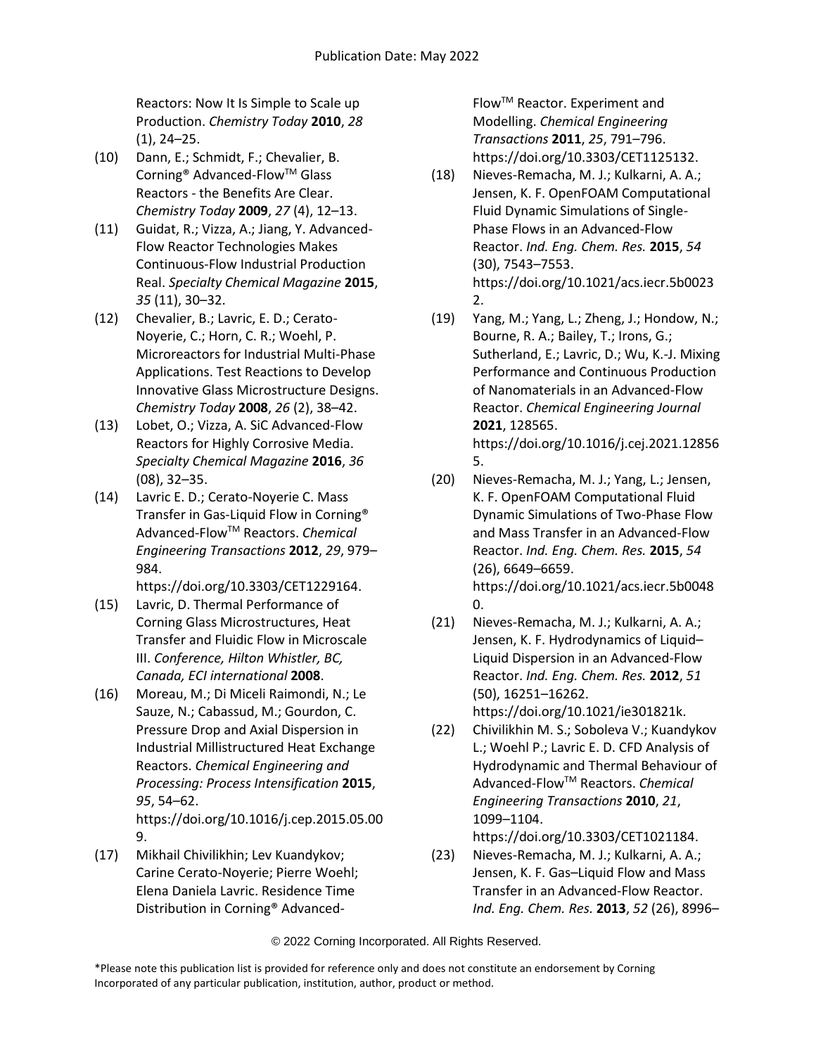Reactors: Now It Is Simple to Scale up Production. *Chemistry Today* **2010**, *28* (1), 24–25.

(10) Dann, E.; Schmidt, F.; Chevalier, B. Corning® Advanced-Flow™ Glass Reactors - the Benefits Are Clear. *Chemistry Today* **2009**, *27* (4), 12–13.

(11) Guidat, R.; Vizza, A.; Jiang, Y. Advanced-Flow Reactor Technologies Makes Continuous-Flow Industrial Production Real. *Specialty Chemical Magazine* **2015**, *35* (11), 30–32.

(12) Chevalier, B.; Lavric, E. D.; Cerato-Noyerie, C.; Horn, C. R.; Woehl, P. Microreactors for Industrial Multi-Phase Applications. Test Reactions to Develop Innovative Glass Microstructure Designs. *Chemistry Today* **2008**, *26* (2), 38–42.

(13) Lobet, O.; Vizza, A. SiC Advanced-Flow Reactors for Highly Corrosive Media. *Specialty Chemical Magazine* **2016**, *36* (08), 32–35.

(14) Lavric E. D.; Cerato-Noyerie C. Mass Transfer in Gas-Liquid Flow in Corning® Advanced-Flow™ Reactors. *Chemical Engineering Transactions* **2012**, *29*, 979–984. https://doi.org/10.3303/CET1229164.

(15) Lavric, D. Thermal Performance of Corning Glass Microstructures, Heat Transfer and Fluidic Flow in Microscale III. *Conference, Hilton Whistler, BC, Canada, ECI international* **2008**.

(16) Moreau, M.; Di Miceli Raimondi, N.; Le Sauze, N.; Cabassud, M.; Gourdon, C. Pressure Drop and Axial Dispersion in Industrial Millistructured Heat Exchange Reactors. *Chemical Engineering and Processing: Process Intensification* **2015**, *95*, 54–62. https://doi.org/10.1016/j.cep.2015.05.009.

(17) Mikhail Chivilikhin; Lev Kuandykov; Carine Cerato-Noyerie; Pierre Woehl; Elena Daniela Lavric. Residence Time Distribution in Corning® Advanced-Flow™ Reactor. Experiment and Modelling. *Chemical Engineering Transactions* **2011**, *25*, 791–796. https://doi.org/10.3303/CET1125132.

(18) Nieves-Remacha, M. J.; Kulkarni, A. A.; Jensen, K. F. OpenFOAM Computational Fluid Dynamic Simulations of Single-Phase Flows in an Advanced-Flow Reactor. *Ind. Eng. Chem. Res.* **2015**, *54* (30), 7543–7553. https://doi.org/10.1021/acs.iecr.5b00232.

(19) Yang, M.; Yang, L.; Zheng, J.; Hondow, N.; Bourne, R. A.; Bailey, T.; Irons, G.; Sutherland, E.; Lavric, D.; Wu, K.-J. Mixing Performance and Continuous Production of Nanomaterials in an Advanced-Flow Reactor. *Chemical Engineering Journal* **2021**, 128565. https://doi.org/10.1016/j.cej.2021.128565.

(20) Nieves-Remacha, M. J.; Yang, L.; Jensen, K. F. OpenFOAM Computational Fluid Dynamic Simulations of Two-Phase Flow and Mass Transfer in an Advanced-Flow Reactor. *Ind. Eng. Chem. Res.* **2015**, *54* (26), 6649–6659. https://doi.org/10.1021/acs.iecr.5b00480.

(21) Nieves-Remacha, M. J.; Kulkarni, A. A.; Jensen, K. F. Hydrodynamics of Liquid–Liquid Dispersion in an Advanced-Flow Reactor. *Ind. Eng. Chem. Res.* **2012**, *51* (50), 16251–16262. https://doi.org/10.1021/ie301821k.

(22) Chivilikhin M. S.; Soboleva V.; Kuandykov L.; Woehl P.; Lavric E. D. CFD Analysis of Hydrodynamic and Thermal Behaviour of Advanced-Flow™ Reactors. *Chemical Engineering Transactions* **2010**, *21*, 1099–1104. https://doi.org/10.3303/CET1021184.

(23) Nieves-Remacha, M. J.; Kulkarni, A. A.; Jensen, K. F. Gas–Liquid Flow and Mass Transfer in an Advanced-Flow Reactor. *Ind. Eng. Chem. Res.* **2013**, *52* (26), 8996–

© 2022 Corning Incorporated. All Rights Reserved.

*Please note this publication list is provided for reference only and does not constitute an endorsement by Corning Incorporated of any particular publication, institution, author, product or method.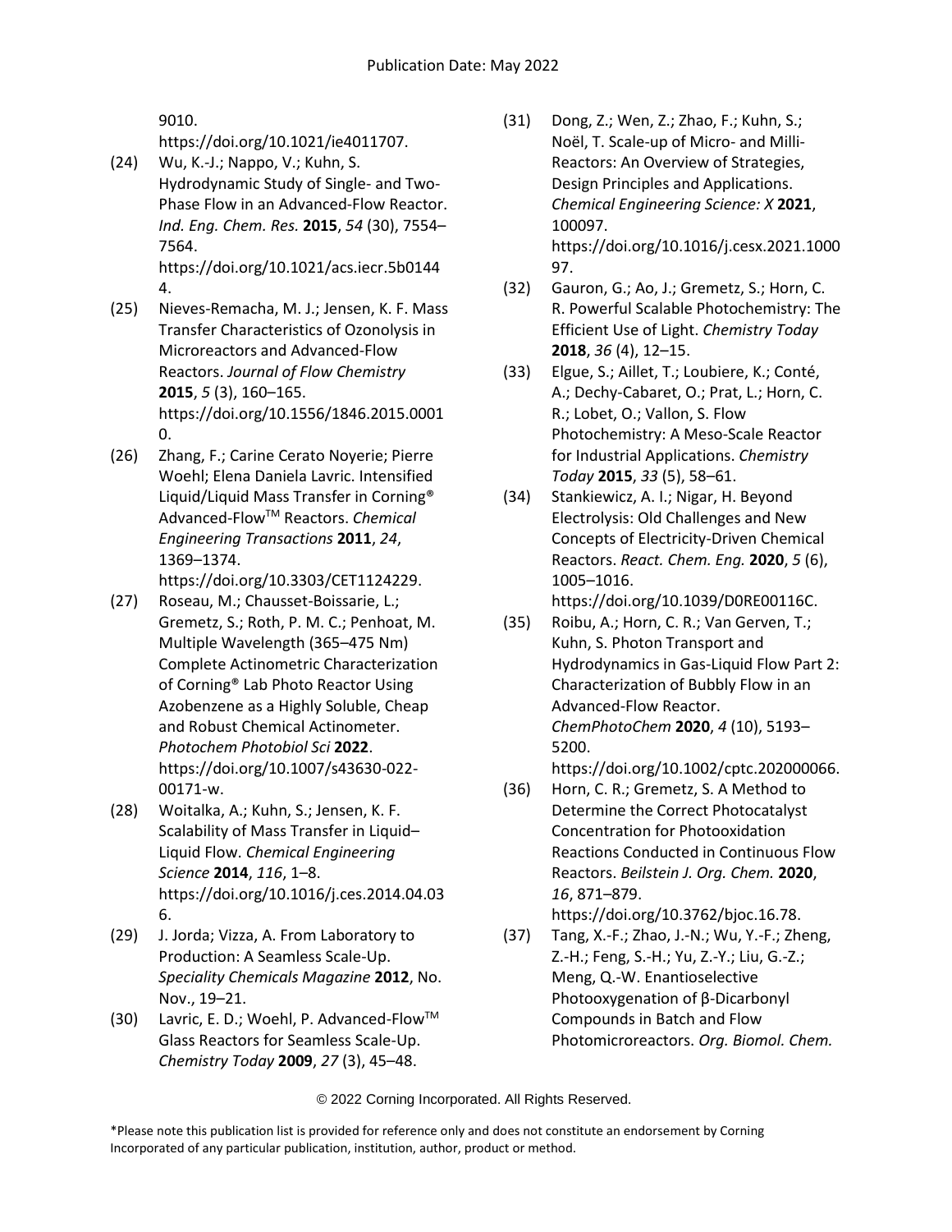9010. https://doi.org/10.1021/ie4011707.

(24) Wu, K.-J.; Nappo, V.; Kuhn, S. Hydrodynamic Study of Single- and Two-Phase Flow in an Advanced-Flow Reactor. *Ind. Eng. Chem. Res.* **2015**, *54* (30), 7554–7564. https://doi.org/10.1021/acs.iecr.5b01444.

(25) Nieves-Remacha, M. J.; Jensen, K. F. Mass Transfer Characteristics of Ozonolysis in Microreactors and Advanced-Flow Reactors. *Journal of Flow Chemistry* **2015**, *5* (3), 160–165. https://doi.org/10.1556/1846.2015.00010.

(26) Zhang, F.; Carine Cerato Noyerie; Pierre Woehl; Elena Daniela Lavric. Intensified Liquid/Liquid Mass Transfer in Corning® Advanced-Flow™ Reactors. *Chemical Engineering Transactions* **2011**, *24*, 1369–1374. https://doi.org/10.3303/CET1124229.

(27) Roseau, M.; Chausset-Boissarie, L.; Gremetz, S.; Roth, P. M. C.; Penhoat, M. Multiple Wavelength (365–475 Nm) Complete Actinometric Characterization of Corning® Lab Photo Reactor Using Azobenzene as a Highly Soluble, Cheap and Robust Chemical Actinometer. *Photochem Photobiol Sci* **2022**. https://doi.org/10.1007/s43630-022-00171-w.

(28) Woitalka, A.; Kuhn, S.; Jensen, K. F. Scalability of Mass Transfer in Liquid–Liquid Flow. *Chemical Engineering Science* **2014**, *116*, 1–8. https://doi.org/10.1016/j.ces.2014.04.036.

(29) J. Jorda; Vizza, A. From Laboratory to Production: A Seamless Scale-Up. *Speciality Chemicals Magazine* **2012**, No. Nov., 19–21.

(30) Lavric, E. D.; Woehl, P. Advanced-Flow™ Glass Reactors for Seamless Scale-Up. *Chemistry Today* **2009**, *27* (3), 45–48.

(31) Dong, Z.; Wen, Z.; Zhao, F.; Kuhn, S.; Noël, T. Scale-up of Micro- and Milli-Reactors: An Overview of Strategies, Design Principles and Applications. *Chemical Engineering Science: X* **2021**, 100097. https://doi.org/10.1016/j.cesx.2021.100097.

(32) Gauron, G.; Ao, J.; Gremetz, S.; Horn, C. R. Powerful Scalable Photochemistry: The Efficient Use of Light. *Chemistry Today* **2018**, *36* (4), 12–15.

(33) Elgue, S.; Aillet, T.; Loubiere, K.; Conté, A.; Dechy-Cabaret, O.; Prat, L.; Horn, C. R.; Lobet, O.; Vallon, S. Flow Photochemistry: A Meso-Scale Reactor for Industrial Applications. *Chemistry Today* **2015**, *33* (5), 58–61.

(34) Stankiewicz, A. I.; Nigar, H. Beyond Electrolysis: Old Challenges and New Concepts of Electricity-Driven Chemical Reactors. *React. Chem. Eng.* **2020**, *5* (6), 1005–1016. https://doi.org/10.1039/D0RE00116C.

(35) Roibu, A.; Horn, C. R.; Van Gerven, T.; Kuhn, S. Photon Transport and Hydrodynamics in Gas-Liquid Flow Part 2: Characterization of Bubbly Flow in an Advanced-Flow Reactor. *ChemPhotoChem* **2020**, *4* (10), 5193–5200. https://doi.org/10.1002/cptc.202000066.

(36) Horn, C. R.; Gremetz, S. A Method to Determine the Correct Photocatalyst Concentration for Photooxidation Reactions Conducted in Continuous Flow Reactors. *Beilstein J. Org. Chem.* **2020**, *16*, 871–879. https://doi.org/10.3762/bjoc.16.78.

(37) Tang, X.-F.; Zhao, J.-N.; Wu, Y.-F.; Zheng, Z.-H.; Feng, S.-H.; Yu, Z.-Y.; Liu, G.-Z.; Meng, Q.-W. Enantioselective Photooxygenation of β-Dicarbonyl Compounds in Batch and Flow Photomicroreactors. *Org. Biomol. Chem.*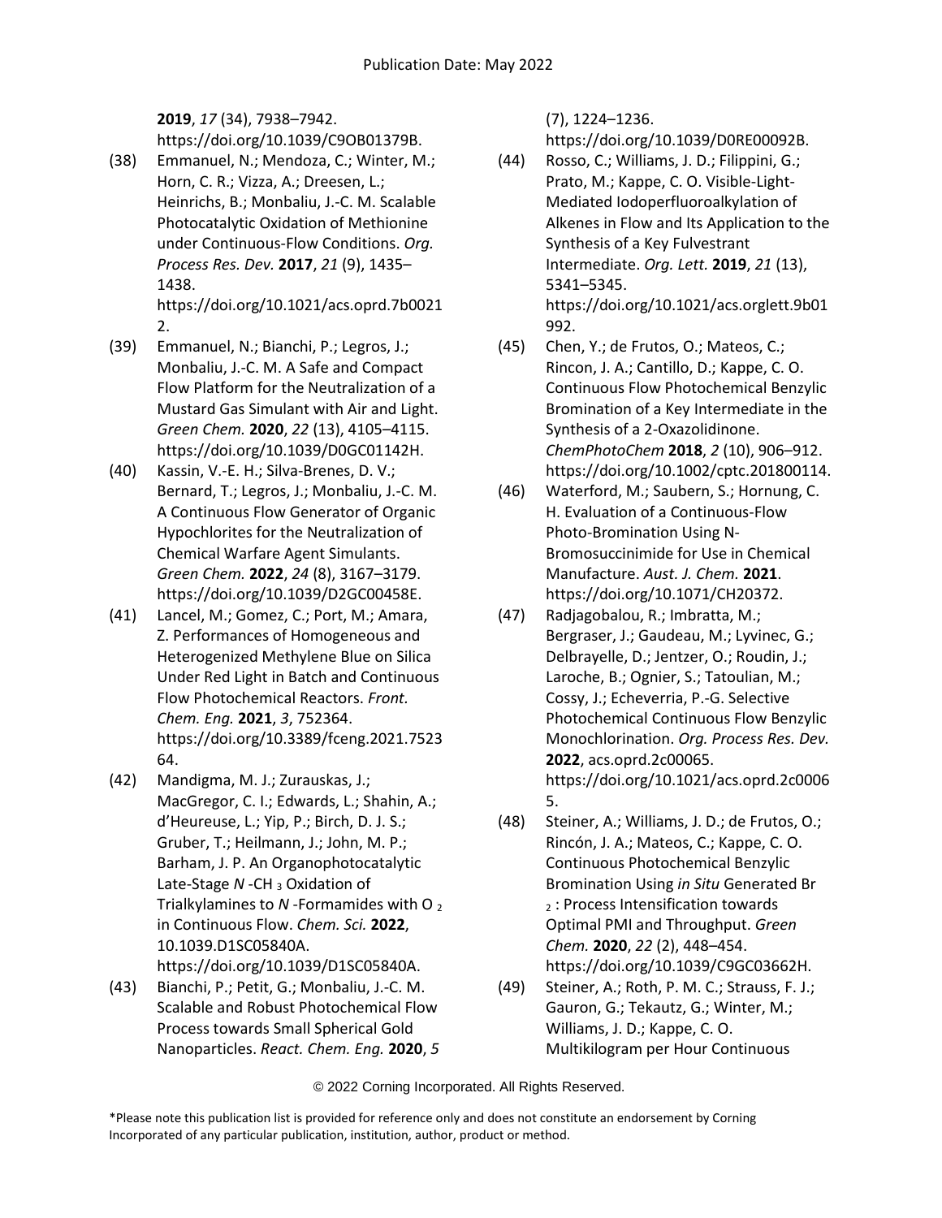2019, *17* (34), 7938–7942. https://doi.org/10.1039/C9OB01379B.

(38) Emmanuel, N.; Mendoza, C.; Winter, M.; Horn, C. R.; Vizza, A.; Dreesen, L.; Heinrichs, B.; Monbaliu, J.-C. M. Scalable Photocatalytic Oxidation of Methionine under Continuous-Flow Conditions. *Org. Process Res. Dev.* **2017**, *21* (9), 1435–1438. https://doi.org/10.1021/acs.oprd.7b00212.

(39) Emmanuel, N.; Bianchi, P.; Legros, J.; Monbaliu, J.-C. M. A Safe and Compact Flow Platform for the Neutralization of a Mustard Gas Simulant with Air and Light. *Green Chem.* **2020**, *22* (13), 4105–4115. https://doi.org/10.1039/D0GC01142H.

(40) Kassin, V.-E. H.; Silva-Brenes, D. V.; Bernard, T.; Legros, J.; Monbaliu, J.-C. M. A Continuous Flow Generator of Organic Hypochlorites for the Neutralization of Chemical Warfare Agent Simulants. *Green Chem.* **2022**, *24* (8), 3167–3179. https://doi.org/10.1039/D2GC00458E.

(41) Lancel, M.; Gomez, C.; Port, M.; Amara, Z. Performances of Homogeneous and Heterogenized Methylene Blue on Silica Under Red Light in Batch and Continuous Flow Photochemical Reactors. *Front. Chem. Eng.* **2021**, *3*, 752364. https://doi.org/10.3389/fceng.2021.752364.

(42) Mandigma, M. J.; Zurauskas, J.; MacGregor, C. I.; Edwards, L.; Shahin, A.; d'Heureuse, L.; Yip, P.; Birch, D. J. S.; Gruber, T.; Heilmann, J.; John, M. P.; Barham, J. P. An Organophotocatalytic Late-Stage *N* -CH $_3$ Oxidation of Trialkylamines to *N* -Formamides with O $_2$ in Continuous Flow. *Chem. Sci.* **2022**, 10.1039.D1SC05840A. https://doi.org/10.1039/D1SC05840A.

(43) Bianchi, P.; Petit, G.; Monbaliu, J.-C. M. Scalable and Robust Photochemical Flow Process towards Small Spherical Gold Nanoparticles. *React. Chem. Eng.* **2020**, *5* (7), 1224–1236. https://doi.org/10.1039/D0RE00092B.

(44) Rosso, C.; Williams, J. D.; Filippini, G.; Prato, M.; Kappe, C. O. Visible-Light-Mediated Iodoperfluoroalkylation of Alkenes in Flow and Its Application to the Synthesis of a Key Fulvestrant Intermediate. *Org. Lett.* **2019**, *21* (13), 5341–5345. https://doi.org/10.1021/acs.orglett.9b01992.

(45) Chen, Y.; de Frutos, O.; Mateos, C.; Rincon, J. A.; Cantillo, D.; Kappe, C. O. Continuous Flow Photochemical Benzylic Bromination of a Key Intermediate in the Synthesis of a 2-Oxazolidinone. *ChemPhotoChem* **2018**, *2* (10), 906–912. https://doi.org/10.1002/cptc.201800114.

(46) Waterford, M.; Saubern, S.; Hornung, C. H. Evaluation of a Continuous-Flow Photo-Bromination Using N-Bromosuccinimide for Use in Chemical Manufacture. *Aust. J. Chem.* **2021**. https://doi.org/10.1071/CH20372.

(47) Radjagobalou, R.; Imbratta, M.; Bergraser, J.; Gaudeau, M.; Lyvinec, G.; Delbrayelle, D.; Jentzer, O.; Roudin, J.; Laroche, B.; Ognier, S.; Tatoulian, M.; Cossy, J.; Echeverria, P.-G. Selective Photochemical Continuous Flow Benzylic Monochlorination. *Org. Process Res. Dev.* **2022**, acs.oprd.2c00065. https://doi.org/10.1021/acs.oprd.2c00065.

(48) Steiner, A.; Williams, J. D.; de Frutos, O.; Rincón, J. A.; Mateos, C.; Kappe, C. O. Continuous Photochemical Benzylic Bromination Using *in Situ* Generated Br $_2$ : Process Intensification towards Optimal PMI and Throughput. *Green Chem.* **2020**, *22* (2), 448–454. https://doi.org/10.1039/C9GC03662H.

(49) Steiner, A.; Roth, P. M. C.; Strauss, F. J.; Gauron, G.; Tekautz, G.; Winter, M.; Williams, J. D.; Kappe, C. O. Multikilogram per Hour Continuous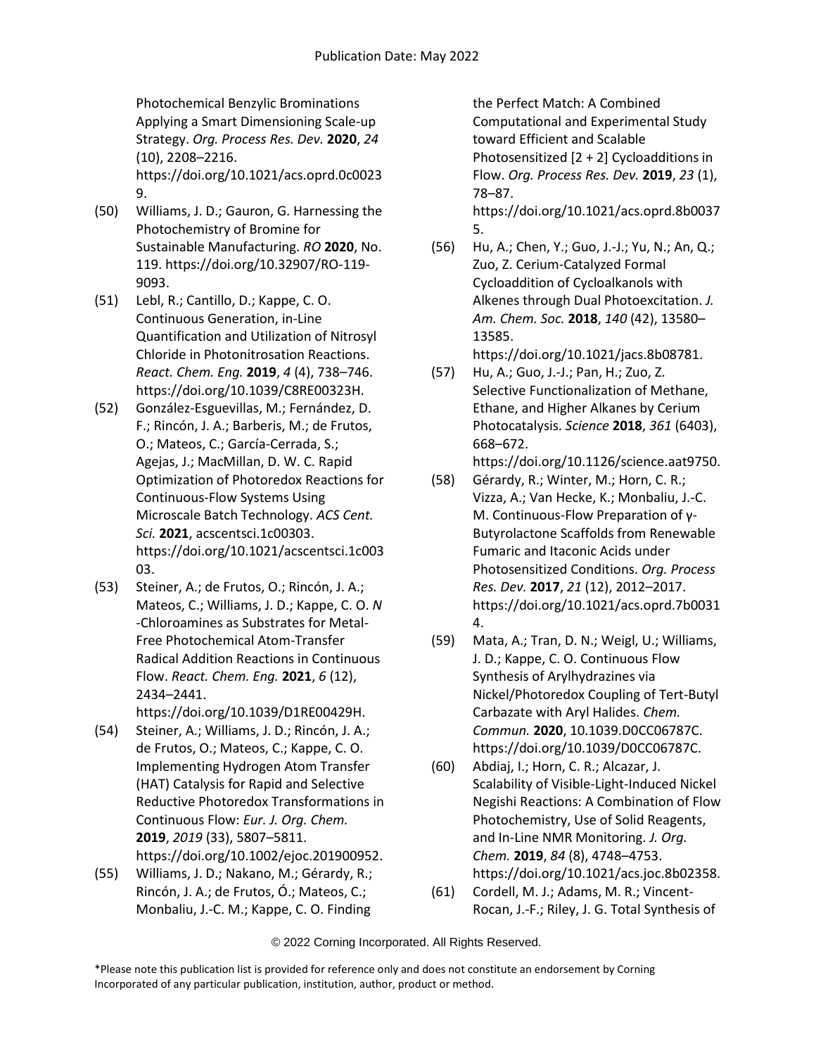Photochemical Benzylic Brominations Applying a Smart Dimensioning Scale-up Strategy. *Org. Process Res. Dev.* **2020**, *24* (10), 2208–2216. https://doi.org/10.1021/acs.oprd.0c00239.

(50) Williams, J. D.; Gauron, G. Harnessing the Photochemistry of Bromine for Sustainable Manufacturing. *RO* **2020**, No. 119. https://doi.org/10.32907/RO-119-9093.

(51) Lebl, R.; Cantillo, D.; Kappe, C. O. Continuous Generation, in-Line Quantification and Utilization of Nitrosyl Chloride in Photonitrosation Reactions. *React. Chem. Eng.* **2019**, *4* (4), 738–746. https://doi.org/10.1039/C8RE00323H.

(52) González-Esguevillas, M.; Fernández, D. F.; Rincón, J. A.; Barberis, M.; de Frutos, O.; Mateos, C.; García-Cerrada, S.; Agejas, J.; MacMillan, D. W. C. Rapid Optimization of Photoredox Reactions for Continuous-Flow Systems Using Microscale Batch Technology. *ACS Cent. Sci.* **2021**, acscentsci.1c00303. https://doi.org/10.1021/acscentsci.1c00303.

(53) Steiner, A.; de Frutos, O.; Rincón, J. A.; Mateos, C.; Williams, J. D.; Kappe, C. O. *N*-Chloroamines as Substrates for Metal-Free Photochemical Atom-Transfer Radical Addition Reactions in Continuous Flow. *React. Chem. Eng.* **2021**, *6* (12), 2434–2441. https://doi.org/10.1039/D1RE00429H.

(54) Steiner, A.; Williams, J. D.; Rincón, J. A.; de Frutos, O.; Mateos, C.; Kappe, C. O. Implementing Hydrogen Atom Transfer (HAT) Catalysis for Rapid and Selective Reductive Photoredox Transformations in Continuous Flow: *Eur. J. Org. Chem.* **2019**, *2019* (33), 5807–5811. https://doi.org/10.1002/ejoc.201900952.

(55) Williams, J. D.; Nakano, M.; Gérardy, R.; Rincón, J. A.; de Frutos, Ó.; Mateos, C.; Monbaliu, J.-C. M.; Kappe, C. O. Finding the Perfect Match: A Combined Computational and Experimental Study toward Efficient and Scalable Photosensitized [2 + 2] Cycloadditions in Flow. *Org. Process Res. Dev.* **2019**, *23* (1), 78–87. https://doi.org/10.1021/acs.oprd.8b00375.

(56) Hu, A.; Chen, Y.; Guo, J.-J.; Yu, N.; An, Q.; Zuo, Z. Cerium-Catalyzed Formal Cycloaddition of Cycloalkanols with Alkenes through Dual Photoexcitation. *J. Am. Chem. Soc.* **2018**, *140* (42), 13580–13585. https://doi.org/10.1021/jacs.8b08781.

(57) Hu, A.; Guo, J.-J.; Pan, H.; Zuo, Z. Selective Functionalization of Methane, Ethane, and Higher Alkanes by Cerium Photocatalysis. *Science* **2018**, *361* (6403), 668–672. https://doi.org/10.1126/science.aat9750.

(58) Gérardy, R.; Winter, M.; Horn, C. R.; Vizza, A.; Van Hecke, K.; Monbaliu, J.-C. M. Continuous-Flow Preparation of γ-Butyrolactone Scaffolds from Renewable Fumaric and Itaconic Acids under Photosensitized Conditions. *Org. Process Res. Dev.* **2017**, *21* (12), 2012–2017. https://doi.org/10.1021/acs.oprd.7b00314.

(59) Mata, A.; Tran, D. N.; Weigl, U.; Williams, J. D.; Kappe, C. O. Continuous Flow Synthesis of Arylhydrazines via Nickel/Photoredox Coupling of Tert-Butyl Carbazate with Aryl Halides. *Chem. Commun.* **2020**, 10.1039.D0CC06787C. https://doi.org/10.1039/D0CC06787C.

(60) Abdiaj, I.; Horn, C. R.; Alcazar, J. Scalability of Visible-Light-Induced Nickel Negishi Reactions: A Combination of Flow Photochemistry, Use of Solid Reagents, and In-Line NMR Monitoring. *J. Org. Chem.* **2019**, *84* (8), 4748–4753. https://doi.org/10.1021/acs.joc.8b02358.

(61) Cordell, M. J.; Adams, M. R.; Vincent-Rocan, J.-F.; Riley, J. G. Total Synthesis of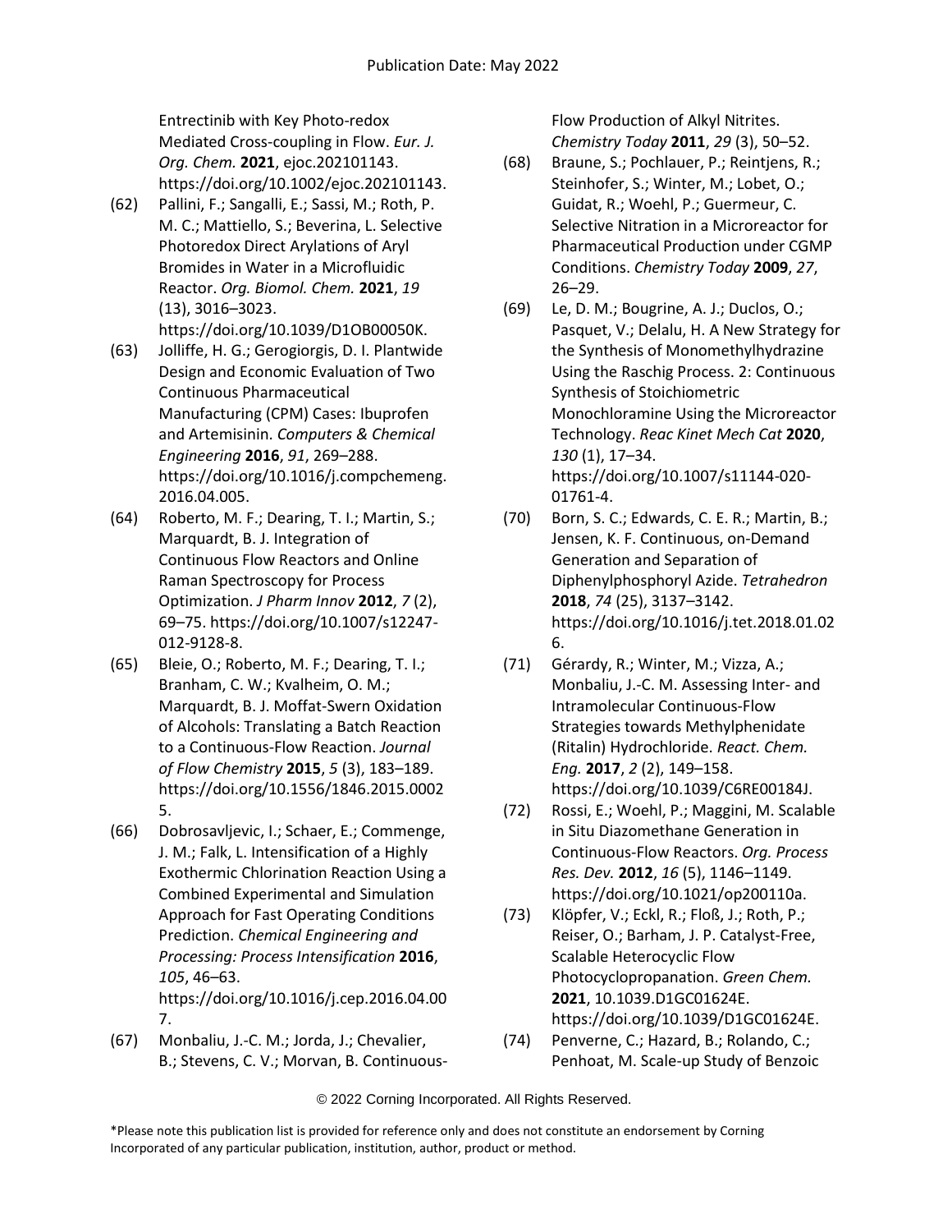Entrectinib with Key Photo-redox Mediated Cross-coupling in Flow. *Eur. J. Org. Chem.* **2021**, ejoc.202101143. https://doi.org/10.1002/ejoc.202101143.

(62) Pallini, F.; Sangalli, E.; Sassi, M.; Roth, P. M. C.; Mattiello, S.; Beverina, L. Selective Photoredox Direct Arylations of Aryl Bromides in Water in a Microfluidic Reactor. *Org. Biomol. Chem.* **2021**, *19* (13), 3016–3023. https://doi.org/10.1039/D1OB00050K.

(63) Jolliffe, H. G.; Gerogiorgis, D. I. Plantwide Design and Economic Evaluation of Two Continuous Pharmaceutical Manufacturing (CPM) Cases: Ibuprofen and Artemisinin. *Computers & Chemical Engineering* **2016**, *91*, 269–288. https://doi.org/10.1016/j.compchemeng.2016.04.005.

(64) Roberto, M. F.; Dearing, T. I.; Martin, S.; Marquardt, B. J. Integration of Continuous Flow Reactors and Online Raman Spectroscopy for Process Optimization. *J Pharm Innov* **2012**, *7* (2), 69–75. https://doi.org/10.1007/s12247-012-9128-8.

(65) Bleie, O.; Roberto, M. F.; Dearing, T. I.; Branham, C. W.; Kvalheim, O. M.; Marquardt, B. J. Moffat-Swern Oxidation of Alcohols: Translating a Batch Reaction to a Continuous-Flow Reaction. *Journal of Flow Chemistry* **2015**, *5* (3), 183–189. https://doi.org/10.1556/1846.2015.00025.

(66) Dobrosavljevic, I.; Schaer, E.; Commenge, J. M.; Falk, L. Intensification of a Highly Exothermic Chlorination Reaction Using a Combined Experimental and Simulation Approach for Fast Operating Conditions Prediction. *Chemical Engineering and Processing: Process Intensification* **2016**, *105*, 46–63. https://doi.org/10.1016/j.cep.2016.04.007.

(67) Monbaliu, J.-C. M.; Jorda, J.; Chevalier, B.; Stevens, C. V.; Morvan, B. Continuous-Flow Production of Alkyl Nitrites. *Chemistry Today* **2011**, *29* (3), 50–52.

(68) Braune, S.; Pochlauer, P.; Reintjens, R.; Steinhofer, S.; Winter, M.; Lobet, O.; Guidat, R.; Woehl, P.; Guermeur, C. Selective Nitration in a Microreactor for Pharmaceutical Production under CGMP Conditions. *Chemistry Today* **2009**, *27*, 26–29.

(69) Le, D. M.; Bougrine, A. J.; Duclos, O.; Pasquet, V.; Delalu, H. A New Strategy for the Synthesis of Monomethylhydrazine Using the Raschig Process. 2: Continuous Synthesis of Stoichiometric Monochloramine Using the Microreactor Technology. *Reac Kinet Mech Cat* **2020**, *130* (1), 17–34. https://doi.org/10.1007/s11144-020-01761-4.

(70) Born, S. C.; Edwards, C. E. R.; Martin, B.; Jensen, K. F. Continuous, on-Demand Generation and Separation of Diphenylphosphoryl Azide. *Tetrahedron* **2018**, *74* (25), 3137–3142. https://doi.org/10.1016/j.tet.2018.01.026.

(71) Gérardy, R.; Winter, M.; Vizza, A.; Monbaliu, J.-C. M. Assessing Inter- and Intramolecular Continuous-Flow Strategies towards Methylphenidate (Ritalin) Hydrochloride. *React. Chem. Eng.* **2017**, *2* (2), 149–158. https://doi.org/10.1039/C6RE00184J.

(72) Rossi, E.; Woehl, P.; Maggini, M. Scalable in Situ Diazomethane Generation in Continuous-Flow Reactors. *Org. Process Res. Dev.* **2012**, *16* (5), 1146–1149. https://doi.org/10.1021/op200110a.

(73) Klöpfer, V.; Eckl, R.; Floß, J.; Roth, P.; Reiser, O.; Barham, J. P. Catalyst-Free, Scalable Heterocyclic Flow Photocyclopropanation. *Green Chem.* **2021**, 10.1039.D1GC01624E. https://doi.org/10.1039/D1GC01624E.

(74) Penverne, C.; Hazard, B.; Rolando, C.; Penhoat, M. Scale-up Study of Benzoic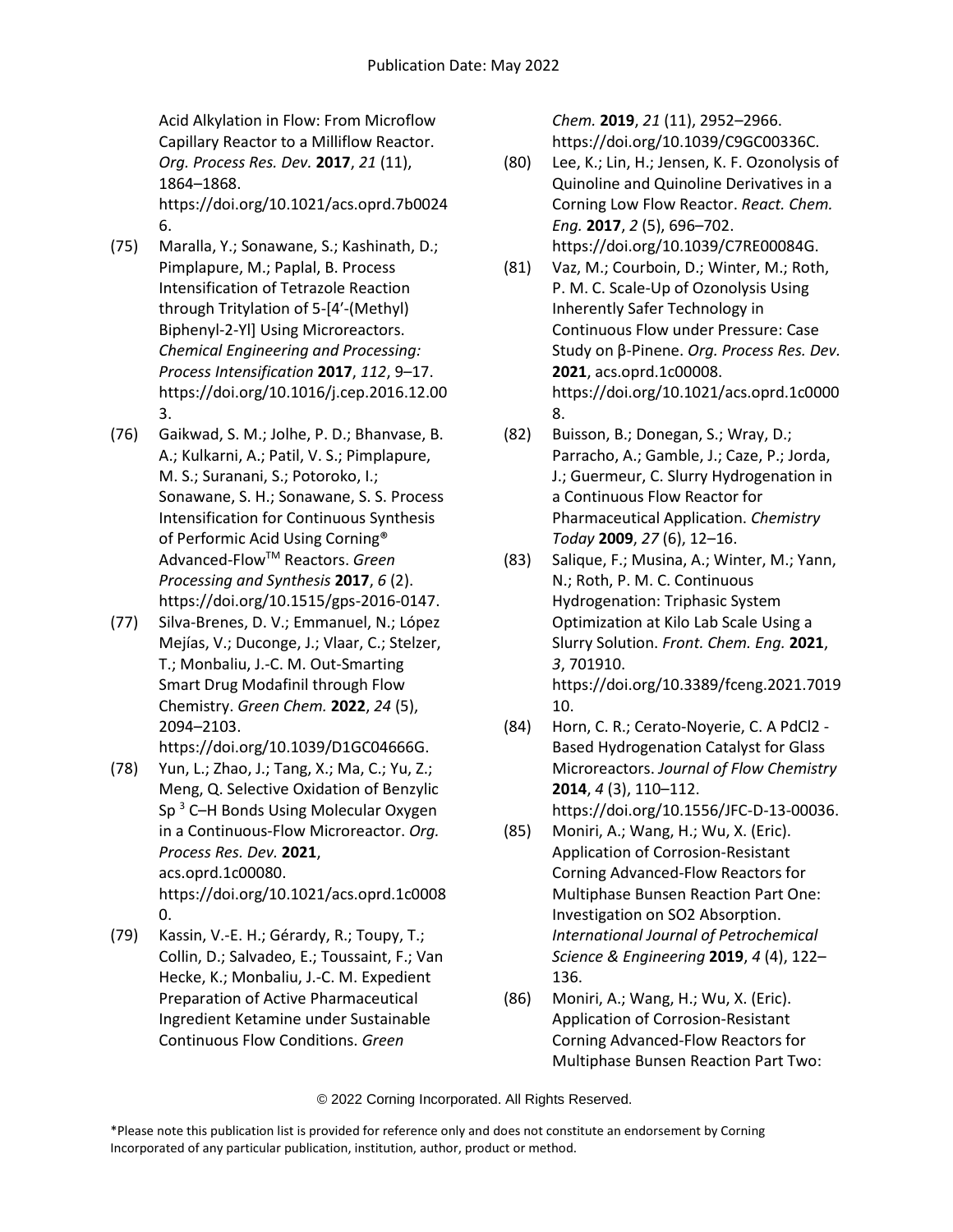Acid Alkylation in Flow: From Microflow Capillary Reactor to a Milliflow Reactor. *Org. Process Res. Dev.* **2017**, *21* (11), 1864–1868. https://doi.org/10.1021/acs.oprd.7b00246.

(75) Maralla, Y.; Sonawane, S.; Kashinath, D.; Pimplapure, M.; Paplal, B. Process Intensification of Tetrazole Reaction through Tritylation of 5-[4'-(Methyl) Biphenyl-2-Yl] Using Microreactors. *Chemical Engineering and Processing: Process Intensification* **2017**, *112*, 9–17. https://doi.org/10.1016/j.cep.2016.12.003.

(76) Gaikwad, S. M.; Jolhe, P. D.; Bhanvase, B. A.; Kulkarni, A.; Patil, V. S.; Pimplapure, M. S.; Suranani, S.; Potoroko, I.; Sonawane, S. H.; Sonawane, S. S. Process Intensification for Continuous Synthesis of Performic Acid Using Corning® Advanced-Flow™ Reactors. *Green Processing and Synthesis* **2017**, *6* (2). https://doi.org/10.1515/gps-2016-0147.

(77) Silva-Brenes, D. V.; Emmanuel, N.; López Mejías, V.; Duconge, J.; Vlaar, C.; Stelzer, T.; Monbaliu, J.-C. M. Out-Smarting Smart Drug Modafinil through Flow Chemistry. *Green Chem.* **2022**, *24* (5), 2094–2103. https://doi.org/10.1039/D1GC04666G.

(78) Yun, L.; Zhao, J.; Tang, X.; Ma, C.; Yu, Z.; Meng, Q. Selective Oxidation of Benzylic $Sp^3$ C–H Bonds Using Molecular Oxygen in a Continuous-Flow Microreactor. *Org. Process Res. Dev.* **2021**, acs.oprd.1c00080. https://doi.org/10.1021/acs.oprd.1c00080.

(79) Kassin, V.-E. H.; Gérardy, R.; Toupy, T.; Collin, D.; Salvadeo, E.; Toussaint, F.; Van Hecke, K.; Monbaliu, J.-C. M. Expedient Preparation of Active Pharmaceutical Ingredient Ketamine under Sustainable Continuous Flow Conditions. *Green Chem.* **2019**, *21* (11), 2952–2966. https://doi.org/10.1039/C9GC00336C.

(80) Lee, K.; Lin, H.; Jensen, K. F. Ozonolysis of Quinoline and Quinoline Derivatives in a Corning Low Flow Reactor. *React. Chem. Eng.* **2017**, *2* (5), 696–702. https://doi.org/10.1039/C7RE00084G.

(81) Vaz, M.; Courboin, D.; Winter, M.; Roth, P. M. C. Scale-Up of Ozonolysis Using Inherently Safer Technology in Continuous Flow under Pressure: Case Study on β-Pinene. *Org. Process Res. Dev.* **2021**, acs.oprd.1c00008. https://doi.org/10.1021/acs.oprd.1c00008.

(82) Buisson, B.; Donegan, S.; Wray, D.; Parracho, A.; Gamble, J.; Caze, P.; Jorda, J.; Guermeur, C. Slurry Hydrogenation in a Continuous Flow Reactor for Pharmaceutical Application. *Chemistry Today* **2009**, *27* (6), 12–16.

(83) Salique, F.; Musina, A.; Winter, M.; Yann, N.; Roth, P. M. C. Continuous Hydrogenation: Triphasic System Optimization at Kilo Lab Scale Using a Slurry Solution. *Front. Chem. Eng.* **2021**, *3*, 701910. https://doi.org/10.3389/fceng.2021.701910.

(84) Horn, C. R.; Cerato-Noyerie, C. A $PdCl_2$ - Based Hydrogenation Catalyst for Glass Microreactors. *Journal of Flow Chemistry* **2014**, *4* (3), 110–112. https://doi.org/10.1556/JFC-D-13-00036.

(85) Moniri, A.; Wang, H.; Wu, X. (Eric). Application of Corrosion-Resistant Corning Advanced-Flow Reactors for Multiphase Bunsen Reaction Part One: Investigation on $SO_2$ Absorption. *International Journal of Petrochemical Science & Engineering* **2019**, *4* (4), 122–136.

(86) Moniri, A.; Wang, H.; Wu, X. (Eric). Application of Corrosion-Resistant Corning Advanced-Flow Reactors for Multiphase Bunsen Reaction Part Two: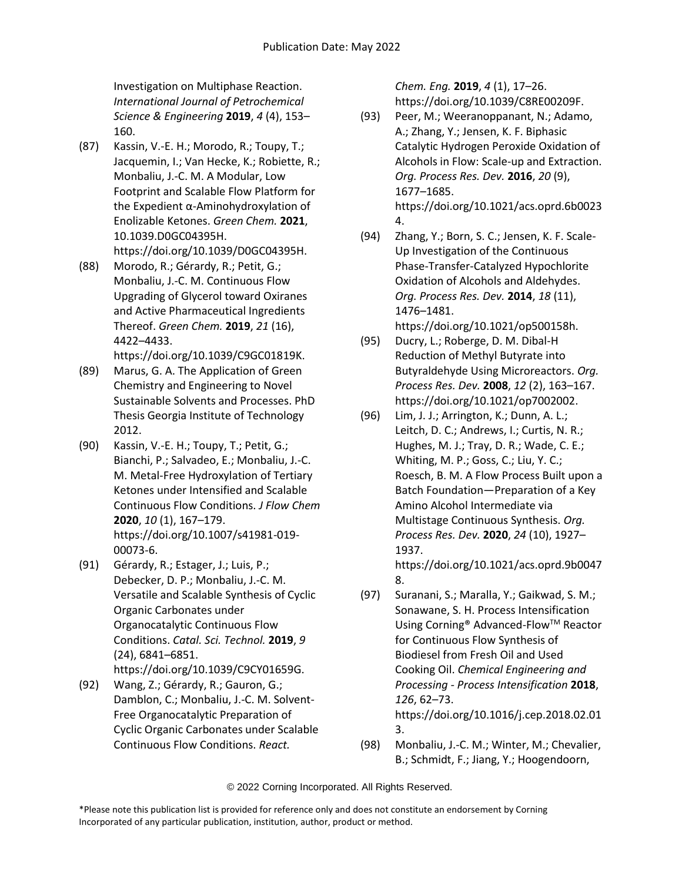Investigation on Multiphase Reaction. *International Journal of Petrochemical Science & Engineering* **2019**, *4* (4), 153–160.

(87) Kassin, V.-E. H.; Morodo, R.; Toupy, T.; Jacquemin, I.; Van Hecke, K.; Robiette, R.; Monbaliu, J.-C. M. A Modular, Low Footprint and Scalable Flow Platform for the Expedient α-Aminohydroxylation of Enolizable Ketones. *Green Chem.* **2021**, 10.1039.D0GC04395H. https://doi.org/10.1039/D0GC04395H.

(88) Morodo, R.; Gérardy, R.; Petit, G.; Monbaliu, J.-C. M. Continuous Flow Upgrading of Glycerol toward Oxiranes and Active Pharmaceutical Ingredients Thereof. *Green Chem.* **2019**, *21* (16), 4422–4433. https://doi.org/10.1039/C9GC01819K.

(89) Marus, G. A. The Application of Green Chemistry and Engineering to Novel Sustainable Solvents and Processes. PhD Thesis Georgia Institute of Technology 2012.

(90) Kassin, V.-E. H.; Toupy, T.; Petit, G.; Bianchi, P.; Salvadeo, E.; Monbaliu, J.-C. M. Metal-Free Hydroxylation of Tertiary Ketones under Intensified and Scalable Continuous Flow Conditions. *J Flow Chem* **2020**, *10* (1), 167–179. https://doi.org/10.1007/s41981-019-00073-6.

(91) Gérardy, R.; Estager, J.; Luis, P.; Debecker, D. P.; Monbaliu, J.-C. M. Versatile and Scalable Synthesis of Cyclic Organic Carbonates under Organocatalytic Continuous Flow Conditions. *Catal. Sci. Technol.* **2019**, *9* (24), 6841–6851. https://doi.org/10.1039/C9CY01659G.

(92) Wang, Z.; Gérardy, R.; Gauron, G.; Damblon, C.; Monbaliu, J.-C. M. Solvent-Free Organocatalytic Preparation of Cyclic Organic Carbonates under Scalable Continuous Flow Conditions. *React. Chem. Eng.* **2019**, *4* (1), 17–26. https://doi.org/10.1039/C8RE00209F.

(93) Peer, M.; Weeranoppanant, N.; Adamo, A.; Zhang, Y.; Jensen, K. F. Biphasic Catalytic Hydrogen Peroxide Oxidation of Alcohols in Flow: Scale-up and Extraction. *Org. Process Res. Dev.* **2016**, *20* (9), 1677–1685. https://doi.org/10.1021/acs.oprd.6b00234.

(94) Zhang, Y.; Born, S. C.; Jensen, K. F. Scale-Up Investigation of the Continuous Phase-Transfer-Catalyzed Hypochlorite Oxidation of Alcohols and Aldehydes. *Org. Process Res. Dev.* **2014**, *18* (11), 1476–1481. https://doi.org/10.1021/op500158h.

(95) Ducry, L.; Roberge, D. M. Dibal-H Reduction of Methyl Butyrate into Butyraldehyde Using Microreactors. *Org. Process Res. Dev.* **2008**, *12* (2), 163–167. https://doi.org/10.1021/op7002002.

(96) Lim, J. J.; Arrington, K.; Dunn, A. L.; Leitch, D. C.; Andrews, I.; Curtis, N. R.; Hughes, M. J.; Tray, D. R.; Wade, C. E.; Whiting, M. P.; Goss, C.; Liu, Y. C.; Roesch, B. M. A Flow Process Built upon a Batch Foundation—Preparation of a Key Amino Alcohol Intermediate via Multistage Continuous Synthesis. *Org. Process Res. Dev.* **2020**, *24* (10), 1927–1937. https://doi.org/10.1021/acs.oprd.9b00478.

(97) Suranani, S.; Maralla, Y.; Gaikwad, S. M.; Sonawane, S. H. Process Intensification Using Corning® Advanced-Flow™ Reactor for Continuous Flow Synthesis of Biodiesel from Fresh Oil and Used Cooking Oil. *Chemical Engineering and Processing - Process Intensification* **2018**, *126*, 62–73. https://doi.org/10.1016/j.cep.2018.02.013.

(98) Monbaliu, J.-C. M.; Winter, M.; Chevalier, B.; Schmidt, F.; Jiang, Y.; Hoogendoorn,

© 2022 Corning Incorporated. All Rights Reserved.

*Please note this publication list is provided for reference only and does not constitute an endorsement by Corning Incorporated of any particular publication, institution, author, product or method.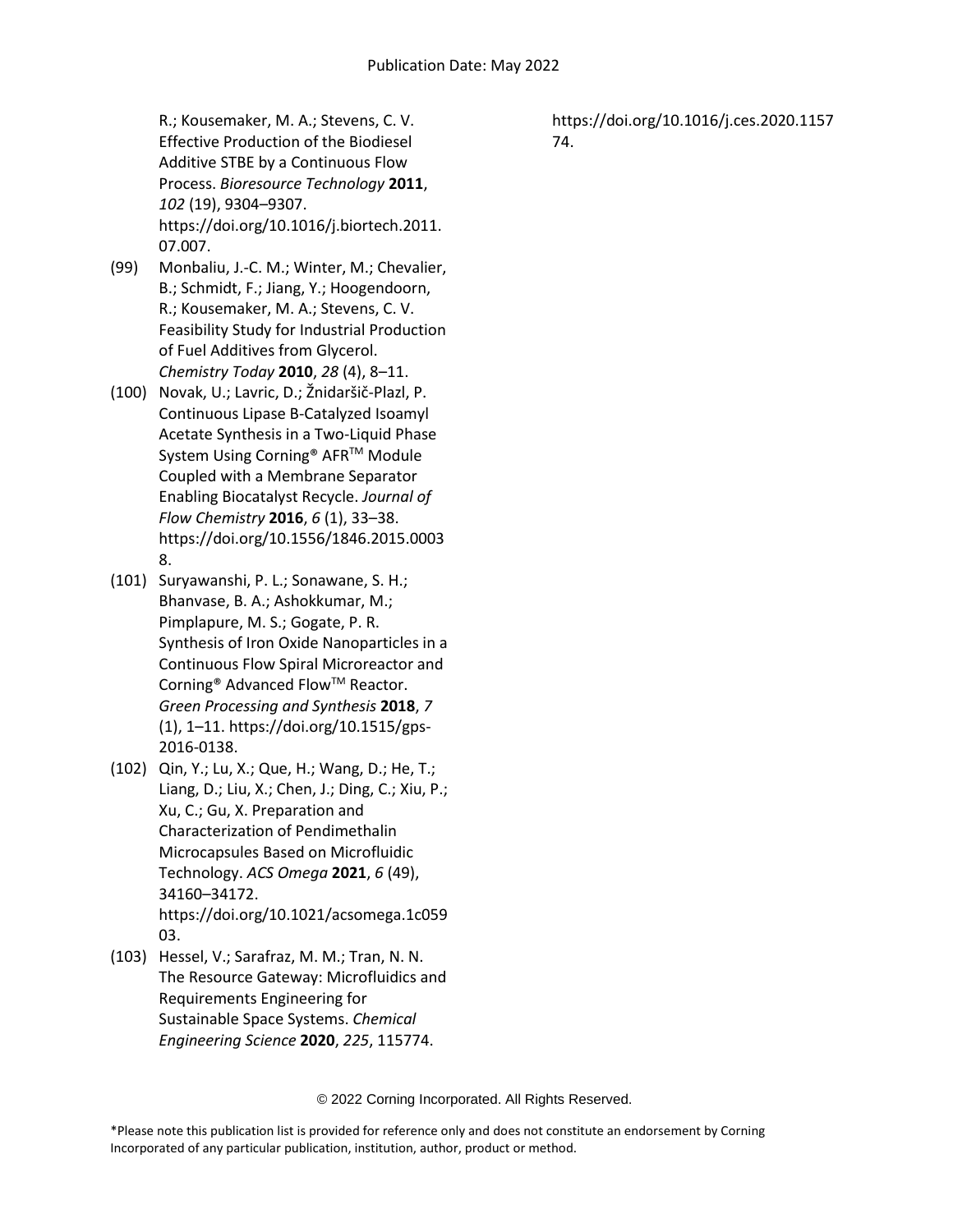R.; Kousemaker, M. A.; Stevens, C. V. Effective Production of the Biodiesel Additive STBE by a Continuous Flow Process. *Bioresource Technology* **2011**, *102* (19), 9304–9307. https://doi.org/10.1016/j.biortech.2011.07.007.

(99) Monbaliu, J.-C. M.; Winter, M.; Chevalier, B.; Schmidt, F.; Jiang, Y.; Hoogendoorn, R.; Kousemaker, M. A.; Stevens, C. V. Feasibility Study for Industrial Production of Fuel Additives from Glycerol. *Chemistry Today* **2010**, *28* (4), 8–11.

(100) Novak, U.; Lavric, D.; Žnidaršič-Plazl, P. Continuous Lipase B-Catalyzed Isoamyl Acetate Synthesis in a Two-Liquid Phase System Using Corning® AFR™ Module Coupled with a Membrane Separator Enabling Biocatalyst Recycle. *Journal of Flow Chemistry* **2016**, *6* (1), 33–38. https://doi.org/10.1556/1846.2015.00038.

(101) Suryawanshi, P. L.; Sonawane, S. H.; Bhanvase, B. A.; Ashokkumar, M.; Pimplapure, M. S.; Gogate, P. R. Synthesis of Iron Oxide Nanoparticles in a Continuous Flow Spiral Microreactor and Corning® Advanced Flow™ Reactor. *Green Processing and Synthesis* **2018**, *7* (1), 1–11. https://doi.org/10.1515/gps-2016-0138.

(102) Qin, Y.; Lu, X.; Que, H.; Wang, D.; He, T.; Liang, D.; Liu, X.; Chen, J.; Ding, C.; Xiu, P.; Xu, C.; Gu, X. Preparation and Characterization of Pendimethalin Microcapsules Based on Microfluidic Technology. *ACS Omega* **2021**, *6* (49), 34160–34172. https://doi.org/10.1021/acsomega.1c05903.

(103) Hessel, V.; Sarafraz, M. M.; Tran, N. N. The Resource Gateway: Microfluidics and Requirements Engineering for Sustainable Space Systems. *Chemical Engineering Science* **2020**, *225*, 115774. https://doi.org/10.1016/j.ces.2020.115774.

© 2022 Corning Incorporated. All Rights Reserved.

*Please note this publication list is provided for reference only and does not constitute an endorsement by Corning Incorporated of any particular publication, institution, author, product or method.